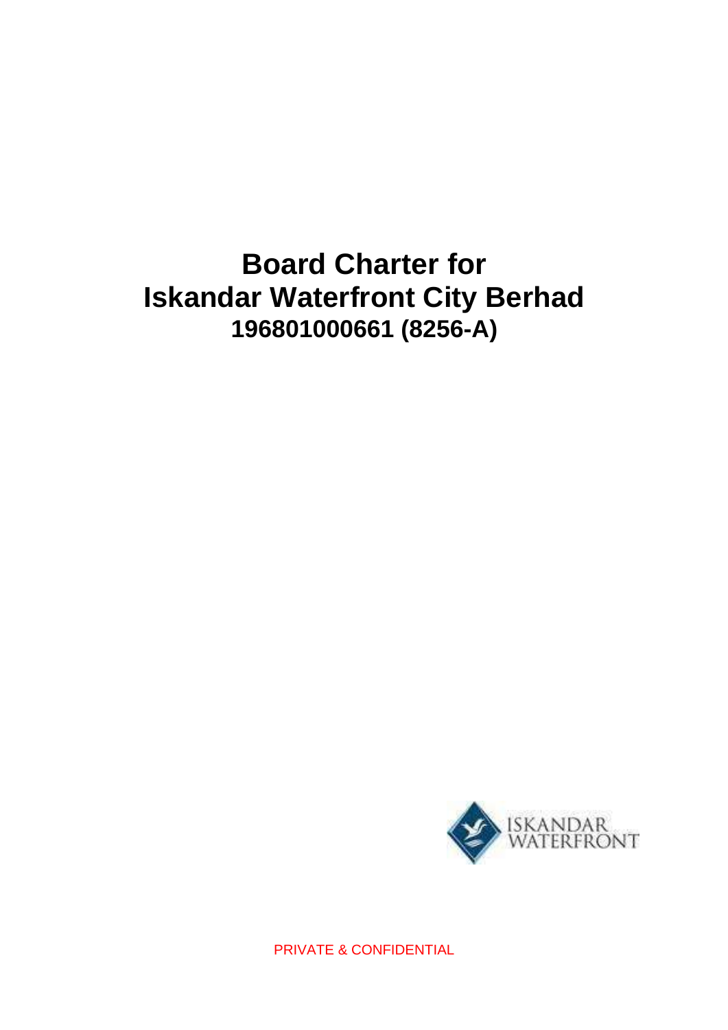# Board Charter for
# Iskandar Waterfront City Berhad

**196801000661 (8256-A)**

ISKANDAR WATERFRONT

PRIVATE & CONFIDENTIAL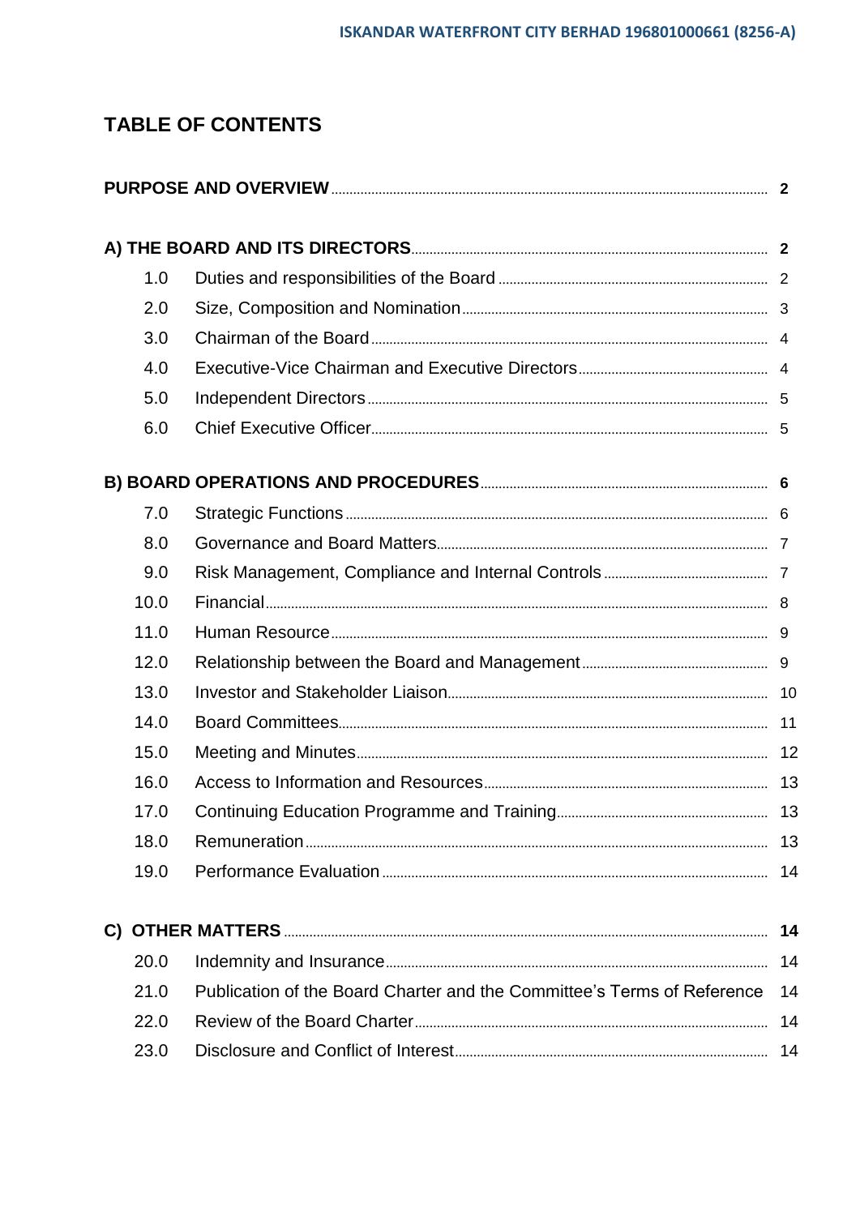# TABLE OF CONTENTS

| | | |
|---|---|---|
| **PURPOSE AND OVERVIEW** | | **2** |
| **A) THE BOARD AND ITS DIRECTORS** | | **2** |
| 1.0 | Duties and responsibilities of the Board | 2 |
| 2.0 | Size, Composition and Nomination | 3 |
| 3.0 | Chairman of the Board | 4 |
| 4.0 | Executive-Vice Chairman and Executive Directors | 4 |
| 5.0 | Independent Directors | 5 |
| 6.0 | Chief Executive Officer | 5 |
| **B) BOARD OPERATIONS AND PROCEDURES** | | **6** |
| 7.0 | Strategic Functions | 6 |
| 8.0 | Governance and Board Matters | 7 |
| 9.0 | Risk Management, Compliance and Internal Controls | 7 |
| 10.0 | Financial | 8 |
| 11.0 | Human Resource | 9 |
| 12.0 | Relationship between the Board and Management | 9 |
| 13.0 | Investor and Stakeholder Liaison | 10 |
| 14.0 | Board Committees | 11 |
| 15.0 | Meeting and Minutes | 12 |
| 16.0 | Access to Information and Resources | 13 |
| 17.0 | Continuing Education Programme and Training | 13 |
| 18.0 | Remuneration | 13 |
| 19.0 | Performance Evaluation | 14 |
| **C) OTHER MATTERS** | | **14** |
| 20.0 | Indemnity and Insurance | 14 |
| 21.0 | Publication of the Board Charter and the Committee's Terms of Reference | 14 |
| 22.0 | Review of the Board Charter | 14 |
| 23.0 | Disclosure and Conflict of Interest | 14 |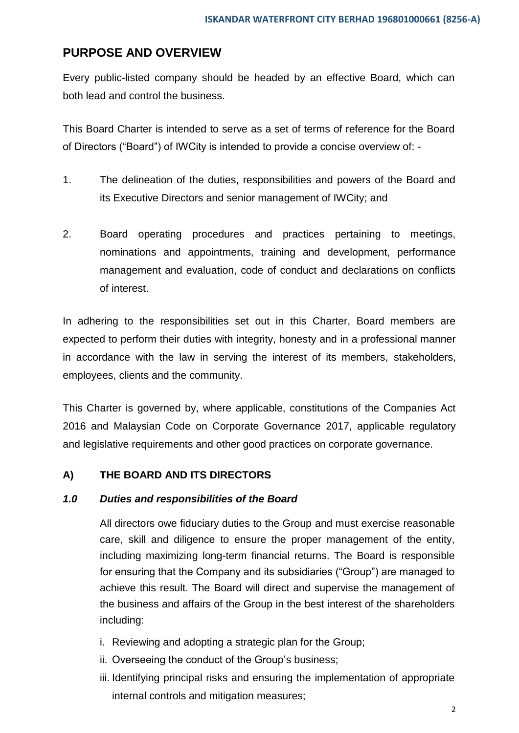## PURPOSE AND OVERVIEW

Every public-listed company should be headed by an effective Board, which can both lead and control the business.

This Board Charter is intended to serve as a set of terms of reference for the Board of Directors ("Board") of IWCity is intended to provide a concise overview of: -

1. The delineation of the duties, responsibilities and powers of the Board and its Executive Directors and senior management of IWCity; and

2. Board operating procedures and practices pertaining to meetings, nominations and appointments, training and development, performance management and evaluation, code of conduct and declarations on conflicts of interest.

In adhering to the responsibilities set out in this Charter, Board members are expected to perform their duties with integrity, honesty and in a professional manner in accordance with the law in serving the interest of its members, stakeholders, employees, clients and the community.

This Charter is governed by, where applicable, constitutions of the Companies Act 2016 and Malaysian Code on Corporate Governance 2017, applicable regulatory and legislative requirements and other good practices on corporate governance.

### A) THE BOARD AND ITS DIRECTORS

#### *1.0 Duties and responsibilities of the Board*

All directors owe fiduciary duties to the Group and must exercise reasonable care, skill and diligence to ensure the proper management of the entity, including maximizing long-term financial returns. The Board is responsible for ensuring that the Company and its subsidiaries ("Group") are managed to achieve this result. The Board will direct and supervise the management of the business and affairs of the Group in the best interest of the shareholders including:

i. Reviewing and adopting a strategic plan for the Group;
ii. Overseeing the conduct of the Group's business;
iii. Identifying principal risks and ensuring the implementation of appropriate internal controls and mitigation measures;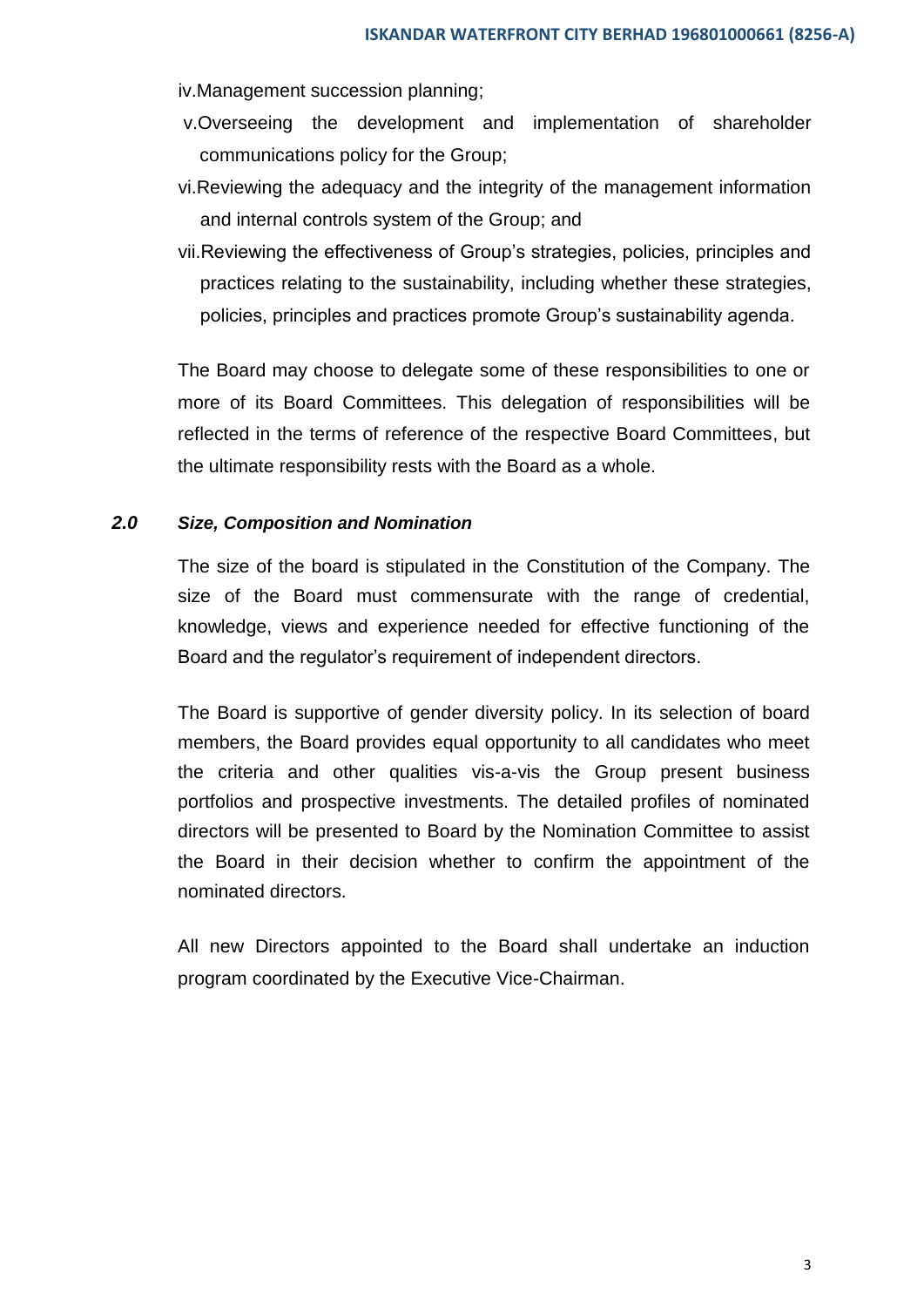iv. Management succession planning;

v. Overseeing the development and implementation of shareholder communications policy for the Group;

vi. Reviewing the adequacy and the integrity of the management information and internal controls system of the Group; and

vii. Reviewing the effectiveness of Group's strategies, policies, principles and practices relating to the sustainability, including whether these strategies, policies, principles and practices promote Group's sustainability agenda.

The Board may choose to delegate some of these responsibilities to one or more of its Board Committees. This delegation of responsibilities will be reflected in the terms of reference of the respective Board Committees, but the ultimate responsibility rests with the Board as a whole.

### *2.0 Size, Composition and Nomination*

The size of the board is stipulated in the Constitution of the Company. The size of the Board must commensurate with the range of credential, knowledge, views and experience needed for effective functioning of the Board and the regulator's requirement of independent directors.

The Board is supportive of gender diversity policy. In its selection of board members, the Board provides equal opportunity to all candidates who meet the criteria and other qualities vis-a-vis the Group present business portfolios and prospective investments. The detailed profiles of nominated directors will be presented to Board by the Nomination Committee to assist the Board in their decision whether to confirm the appointment of the nominated directors.

All new Directors appointed to the Board shall undertake an induction program coordinated by the Executive Vice-Chairman.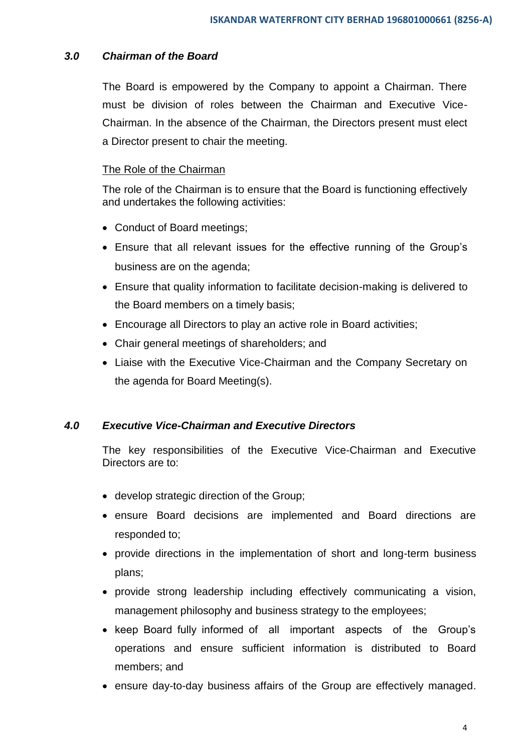### *3.0 Chairman of the Board*

The Board is empowered by the Company to appoint a Chairman. There must be division of roles between the Chairman and Executive Vice-Chairman. In the absence of the Chairman, the Directors present must elect a Director present to chair the meeting.

The Role of the Chairman

The role of the Chairman is to ensure that the Board is functioning effectively and undertakes the following activities:

- Conduct of Board meetings;
- Ensure that all relevant issues for the effective running of the Group's business are on the agenda;
- Ensure that quality information to facilitate decision-making is delivered to the Board members on a timely basis;
- Encourage all Directors to play an active role in Board activities;
- Chair general meetings of shareholders; and
- Liaise with the Executive Vice-Chairman and the Company Secretary on the agenda for Board Meeting(s).

### *4.0 Executive Vice-Chairman and Executive Directors*

The key responsibilities of the Executive Vice-Chairman and Executive Directors are to:

- develop strategic direction of the Group;
- ensure Board decisions are implemented and Board directions are responded to;
- provide directions in the implementation of short and long-term business plans;
- provide strong leadership including effectively communicating a vision, management philosophy and business strategy to the employees;
- keep Board fully informed of all important aspects of the Group's operations and ensure sufficient information is distributed to Board members; and
- ensure day-to-day business affairs of the Group are effectively managed.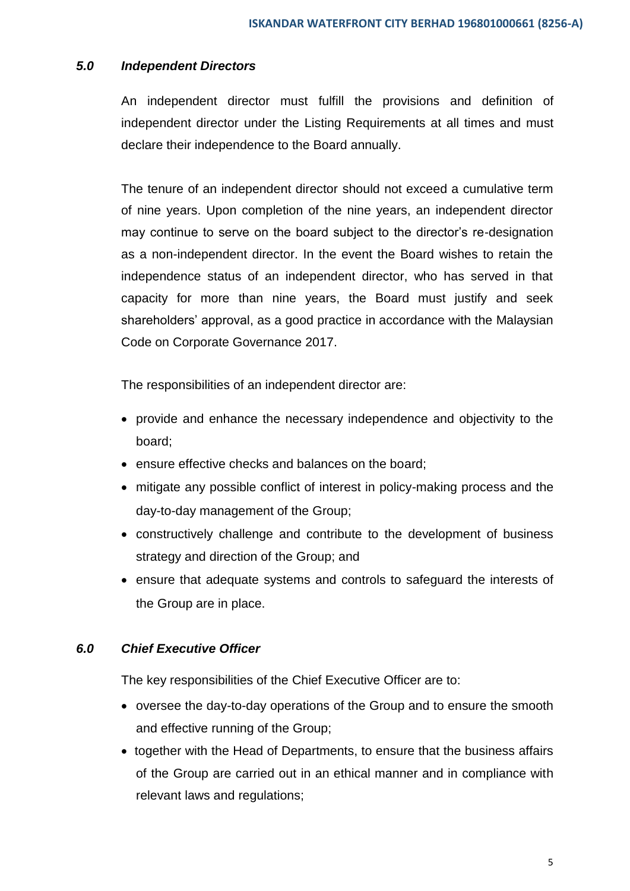### *5.0 Independent Directors*

An independent director must fulfill the provisions and definition of independent director under the Listing Requirements at all times and must declare their independence to the Board annually.

The tenure of an independent director should not exceed a cumulative term of nine years. Upon completion of the nine years, an independent director may continue to serve on the board subject to the director's re-designation as a non-independent director. In the event the Board wishes to retain the independence status of an independent director, who has served in that capacity for more than nine years, the Board must justify and seek shareholders' approval, as a good practice in accordance with the Malaysian Code on Corporate Governance 2017.

The responsibilities of an independent director are:

- provide and enhance the necessary independence and objectivity to the board;
- ensure effective checks and balances on the board;
- mitigate any possible conflict of interest in policy-making process and the day-to-day management of the Group;
- constructively challenge and contribute to the development of business strategy and direction of the Group; and
- ensure that adequate systems and controls to safeguard the interests of the Group are in place.

### *6.0 Chief Executive Officer*

The key responsibilities of the Chief Executive Officer are to:

- oversee the day-to-day operations of the Group and to ensure the smooth and effective running of the Group;
- together with the Head of Departments, to ensure that the business affairs of the Group are carried out in an ethical manner and in compliance with relevant laws and regulations;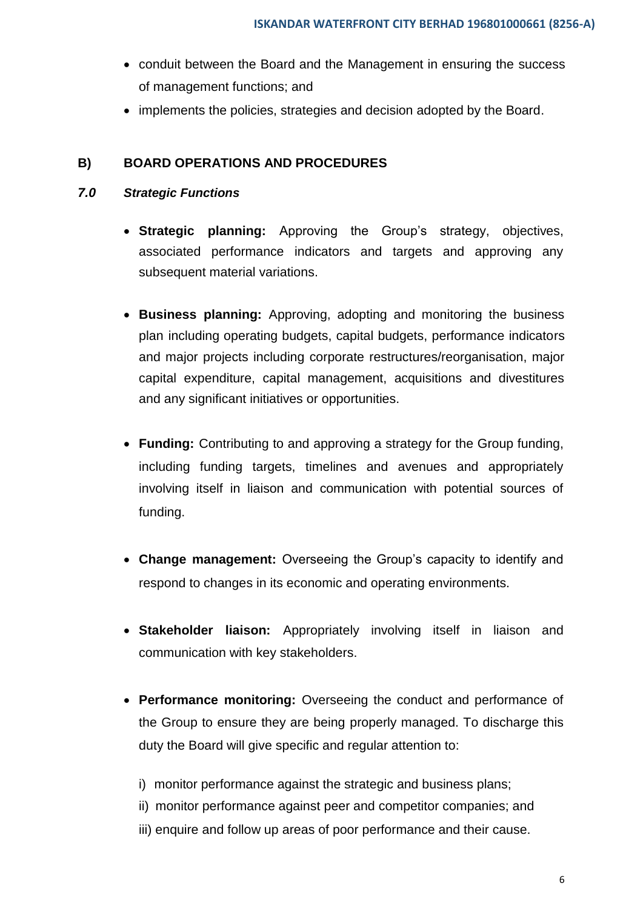- conduit between the Board and the Management in ensuring the success of management functions; and
- implements the policies, strategies and decision adopted by the Board.

## B) BOARD OPERATIONS AND PROCEDURES

### *7.0 Strategic Functions*

- **Strategic planning:** Approving the Group's strategy, objectives, associated performance indicators and targets and approving any subsequent material variations.

- **Business planning:** Approving, adopting and monitoring the business plan including operating budgets, capital budgets, performance indicators and major projects including corporate restructures/reorganisation, major capital expenditure, capital management, acquisitions and divestitures and any significant initiatives or opportunities.

- **Funding:** Contributing to and approving a strategy for the Group funding, including funding targets, timelines and avenues and appropriately involving itself in liaison and communication with potential sources of funding.

- **Change management:** Overseeing the Group's capacity to identify and respond to changes in its economic and operating environments.

- **Stakeholder liaison:** Appropriately involving itself in liaison and communication with key stakeholders.

- **Performance monitoring:** Overseeing the conduct and performance of the Group to ensure they are being properly managed. To discharge this duty the Board will give specific and regular attention to:

  i) monitor performance against the strategic and business plans;
  ii) monitor performance against peer and competitor companies; and
  iii) enquire and follow up areas of poor performance and their cause.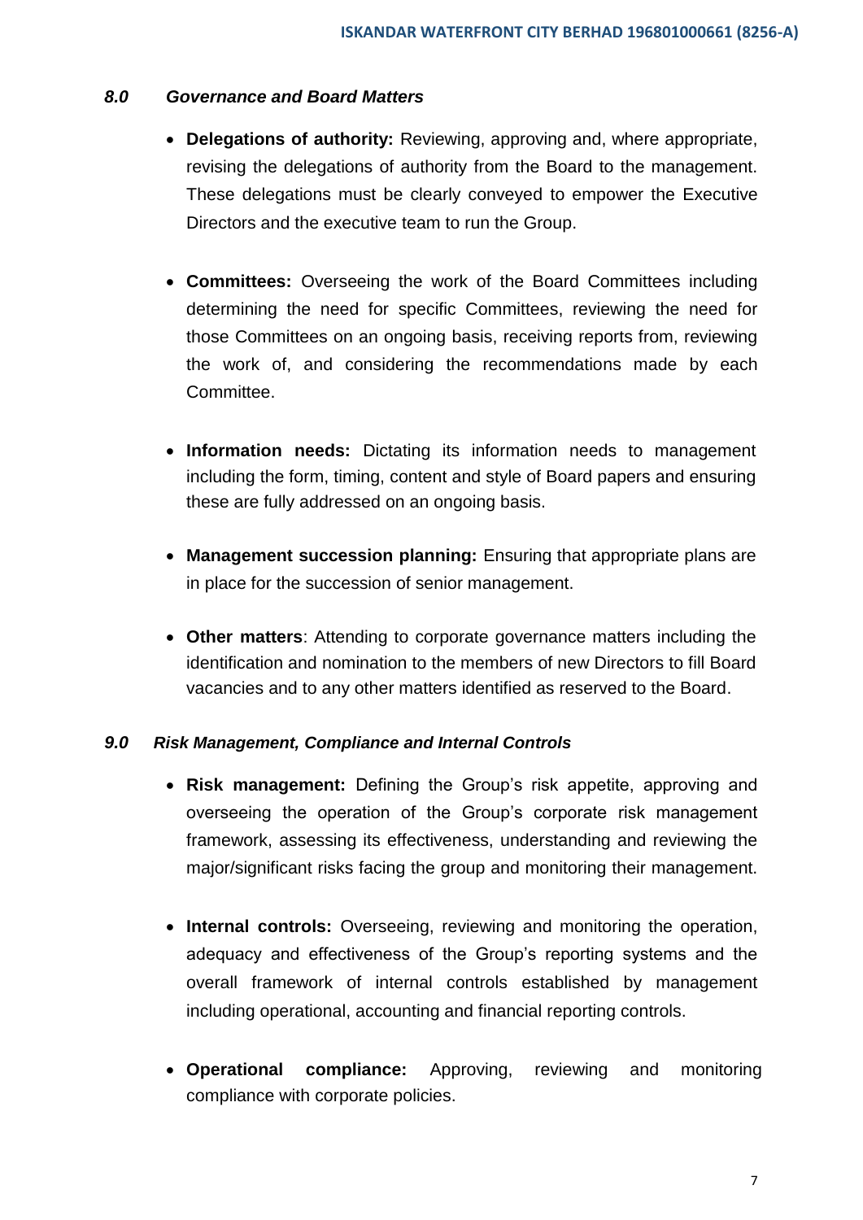### *8.0 Governance and Board Matters*

- **Delegations of authority:** Reviewing, approving and, where appropriate, revising the delegations of authority from the Board to the management. These delegations must be clearly conveyed to empower the Executive Directors and the executive team to run the Group.

- **Committees:** Overseeing the work of the Board Committees including determining the need for specific Committees, reviewing the need for those Committees on an ongoing basis, receiving reports from, reviewing the work of, and considering the recommendations made by each Committee.

- **Information needs:** Dictating its information needs to management including the form, timing, content and style of Board papers and ensuring these are fully addressed on an ongoing basis.

- **Management succession planning:** Ensuring that appropriate plans are in place for the succession of senior management.

- **Other matters**: Attending to corporate governance matters including the identification and nomination to the members of new Directors to fill Board vacancies and to any other matters identified as reserved to the Board.

### *9.0 Risk Management, Compliance and Internal Controls*

- **Risk management:** Defining the Group's risk appetite, approving and overseeing the operation of the Group's corporate risk management framework, assessing its effectiveness, understanding and reviewing the major/significant risks facing the group and monitoring their management.

- **Internal controls:** Overseeing, reviewing and monitoring the operation, adequacy and effectiveness of the Group's reporting systems and the overall framework of internal controls established by management including operational, accounting and financial reporting controls.

- **Operational compliance:** Approving, reviewing and monitoring compliance with corporate policies.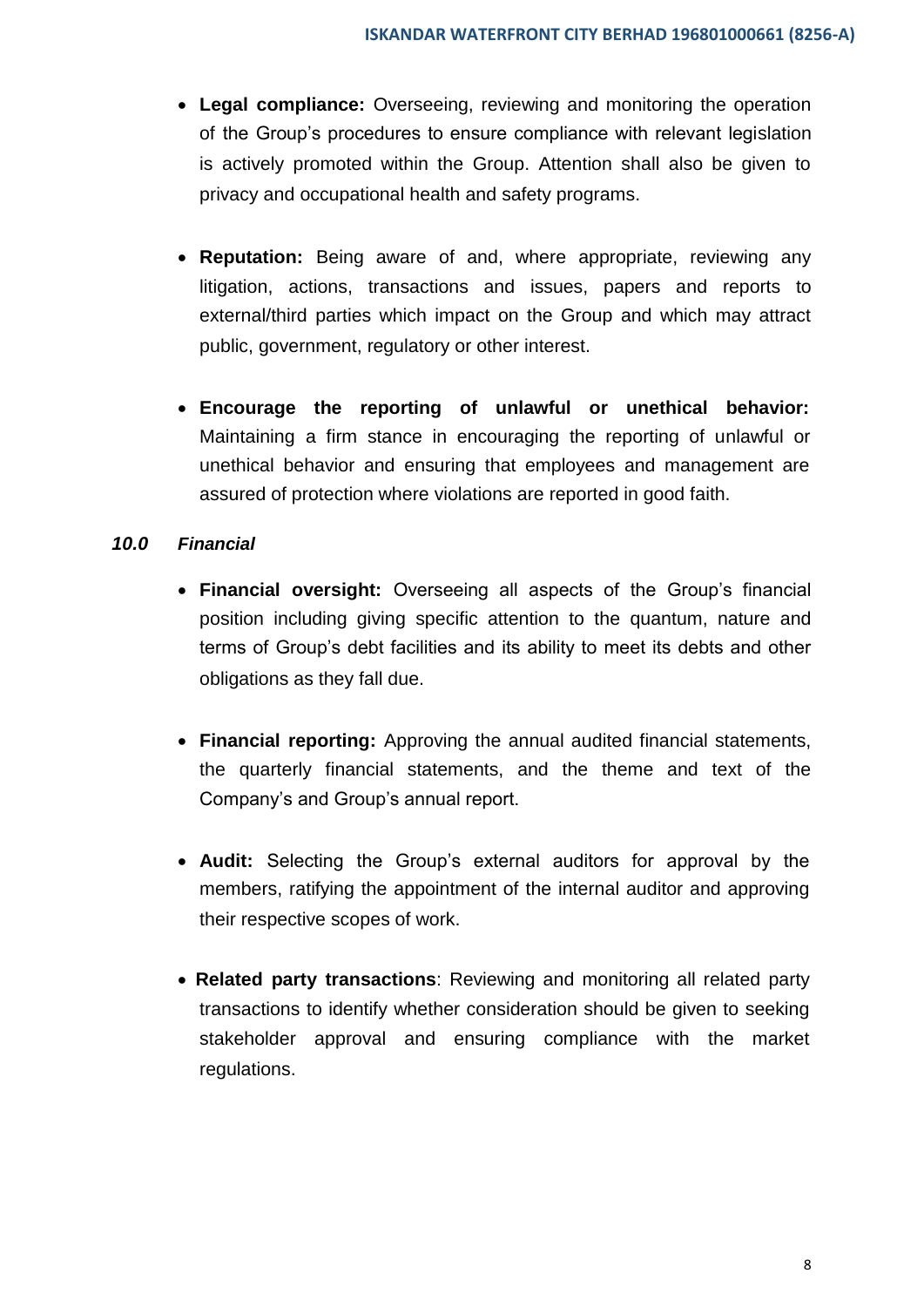- **Legal compliance:** Overseeing, reviewing and monitoring the operation of the Group's procedures to ensure compliance with relevant legislation is actively promoted within the Group. Attention shall also be given to privacy and occupational health and safety programs.

- **Reputation:** Being aware of and, where appropriate, reviewing any litigation, actions, transactions and issues, papers and reports to external/third parties which impact on the Group and which may attract public, government, regulatory or other interest.

- **Encourage the reporting of unlawful or unethical behavior:** Maintaining a firm stance in encouraging the reporting of unlawful or unethical behavior and ensuring that employees and management are assured of protection where violations are reported in good faith.

### *10.0 Financial*

- **Financial oversight:** Overseeing all aspects of the Group's financial position including giving specific attention to the quantum, nature and terms of Group's debt facilities and its ability to meet its debts and other obligations as they fall due.

- **Financial reporting:** Approving the annual audited financial statements, the quarterly financial statements, and the theme and text of the Company's and Group's annual report.

- **Audit:** Selecting the Group's external auditors for approval by the members, ratifying the appointment of the internal auditor and approving their respective scopes of work.

- **Related party transactions**: Reviewing and monitoring all related party transactions to identify whether consideration should be given to seeking stakeholder approval and ensuring compliance with the market regulations.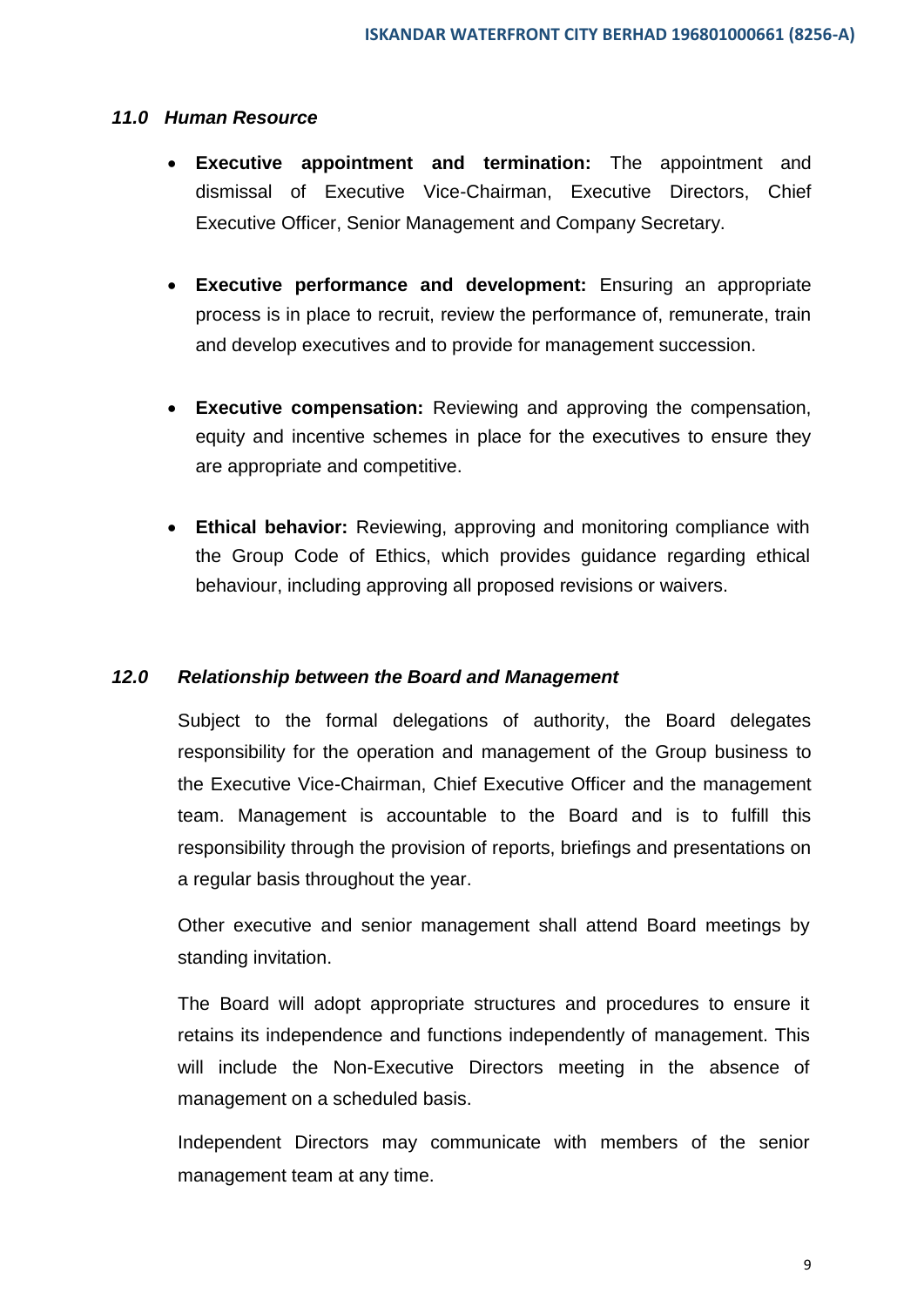### *11.0 Human Resource*

- **Executive appointment and termination:** The appointment and dismissal of Executive Vice-Chairman, Executive Directors, Chief Executive Officer, Senior Management and Company Secretary.

- **Executive performance and development:** Ensuring an appropriate process is in place to recruit, review the performance of, remunerate, train and develop executives and to provide for management succession.

- **Executive compensation:** Reviewing and approving the compensation, equity and incentive schemes in place for the executives to ensure they are appropriate and competitive.

- **Ethical behavior:** Reviewing, approving and monitoring compliance with the Group Code of Ethics, which provides guidance regarding ethical behaviour, including approving all proposed revisions or waivers.

### *12.0 Relationship between the Board and Management*

Subject to the formal delegations of authority, the Board delegates responsibility for the operation and management of the Group business to the Executive Vice-Chairman, Chief Executive Officer and the management team. Management is accountable to the Board and is to fulfill this responsibility through the provision of reports, briefings and presentations on a regular basis throughout the year.

Other executive and senior management shall attend Board meetings by standing invitation.

The Board will adopt appropriate structures and procedures to ensure it retains its independence and functions independently of management. This will include the Non-Executive Directors meeting in the absence of management on a scheduled basis.

Independent Directors may communicate with members of the senior management team at any time.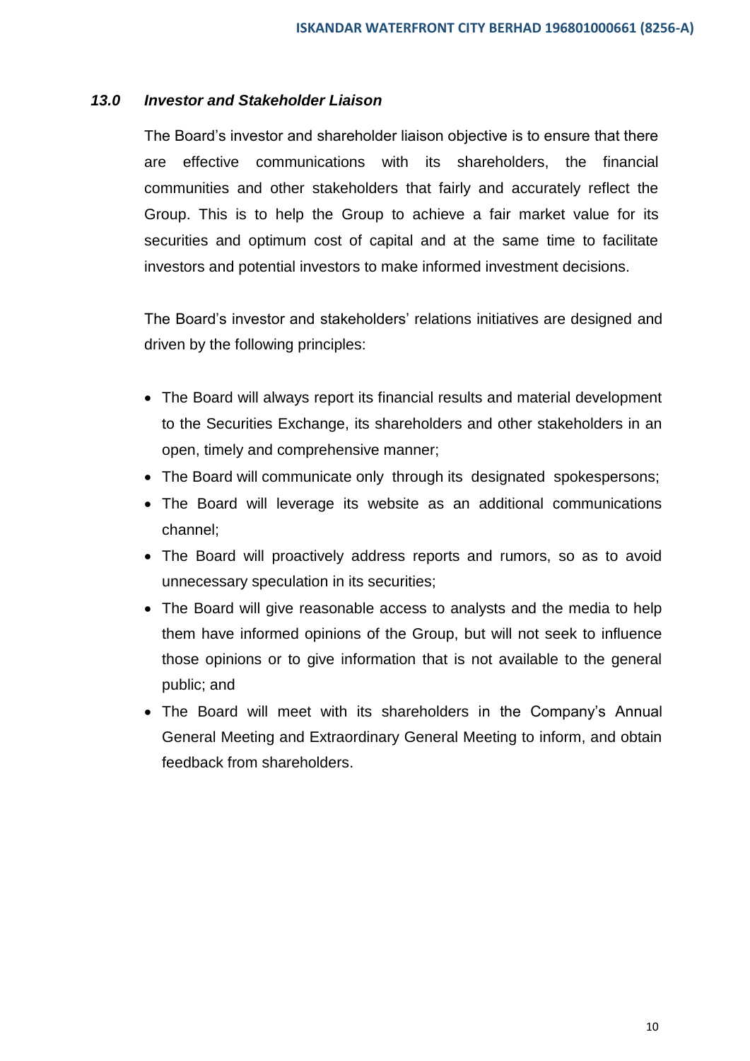### *13.0 Investor and Stakeholder Liaison*

The Board's investor and shareholder liaison objective is to ensure that there are effective communications with its shareholders, the financial communities and other stakeholders that fairly and accurately reflect the Group. This is to help the Group to achieve a fair market value for its securities and optimum cost of capital and at the same time to facilitate investors and potential investors to make informed investment decisions.

The Board's investor and stakeholders' relations initiatives are designed and driven by the following principles:

- The Board will always report its financial results and material development to the Securities Exchange, its shareholders and other stakeholders in an open, timely and comprehensive manner;
- The Board will communicate only through its designated spokespersons;
- The Board will leverage its website as an additional communications channel;
- The Board will proactively address reports and rumors, so as to avoid unnecessary speculation in its securities;
- The Board will give reasonable access to analysts and the media to help them have informed opinions of the Group, but will not seek to influence those opinions or to give information that is not available to the general public; and
- The Board will meet with its shareholders in the Company's Annual General Meeting and Extraordinary General Meeting to inform, and obtain feedback from shareholders.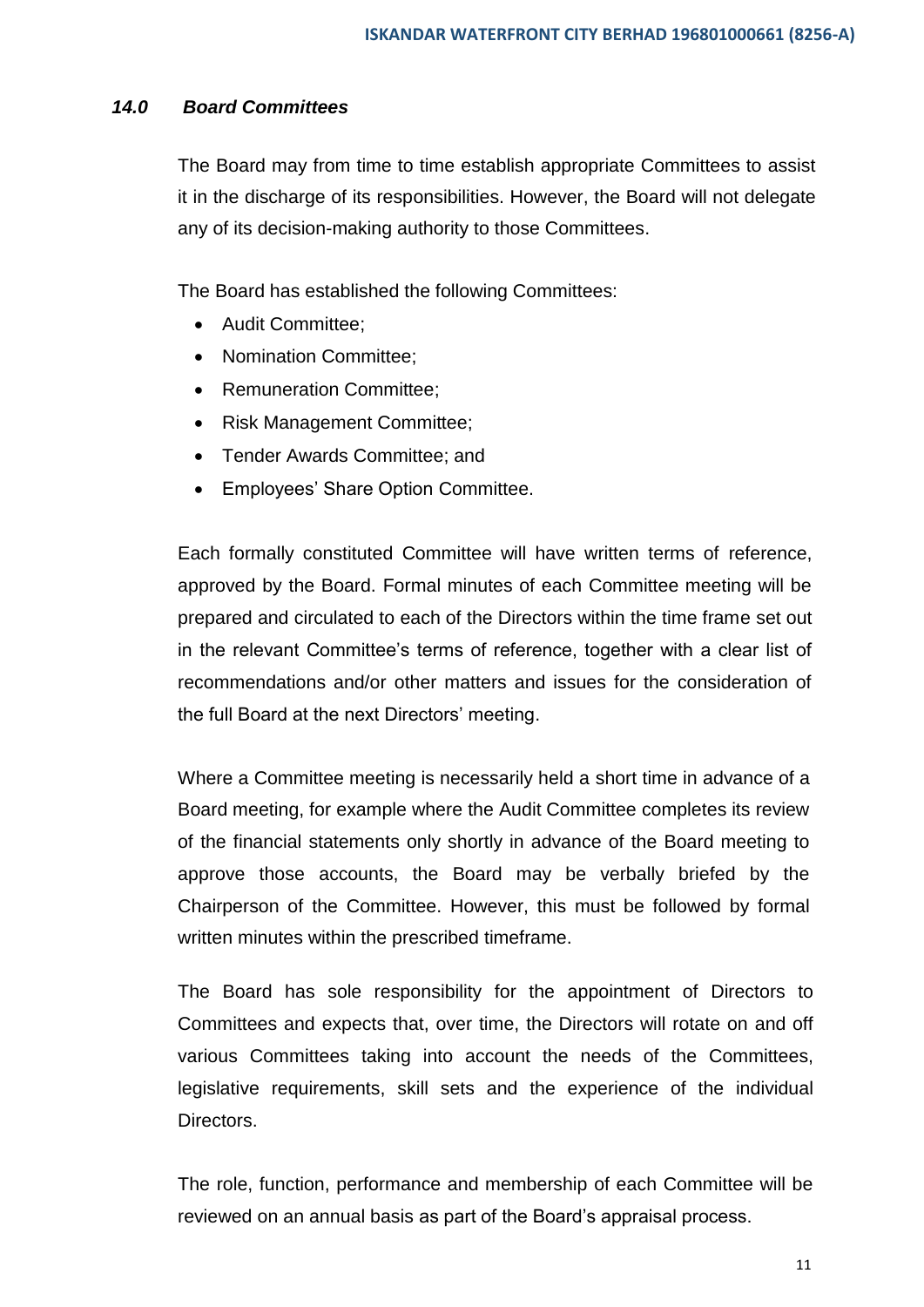### *14.0 Board Committees*

The Board may from time to time establish appropriate Committees to assist it in the discharge of its responsibilities. However, the Board will not delegate any of its decision-making authority to those Committees.

The Board has established the following Committees:

- Audit Committee;
- Nomination Committee;
- Remuneration Committee;
- Risk Management Committee;
- Tender Awards Committee; and
- Employees' Share Option Committee.

Each formally constituted Committee will have written terms of reference, approved by the Board. Formal minutes of each Committee meeting will be prepared and circulated to each of the Directors within the time frame set out in the relevant Committee's terms of reference, together with a clear list of recommendations and/or other matters and issues for the consideration of the full Board at the next Directors' meeting.

Where a Committee meeting is necessarily held a short time in advance of a Board meeting, for example where the Audit Committee completes its review of the financial statements only shortly in advance of the Board meeting to approve those accounts, the Board may be verbally briefed by the Chairperson of the Committee. However, this must be followed by formal written minutes within the prescribed timeframe.

The Board has sole responsibility for the appointment of Directors to Committees and expects that, over time, the Directors will rotate on and off various Committees taking into account the needs of the Committees, legislative requirements, skill sets and the experience of the individual Directors.

The role, function, performance and membership of each Committee will be reviewed on an annual basis as part of the Board's appraisal process.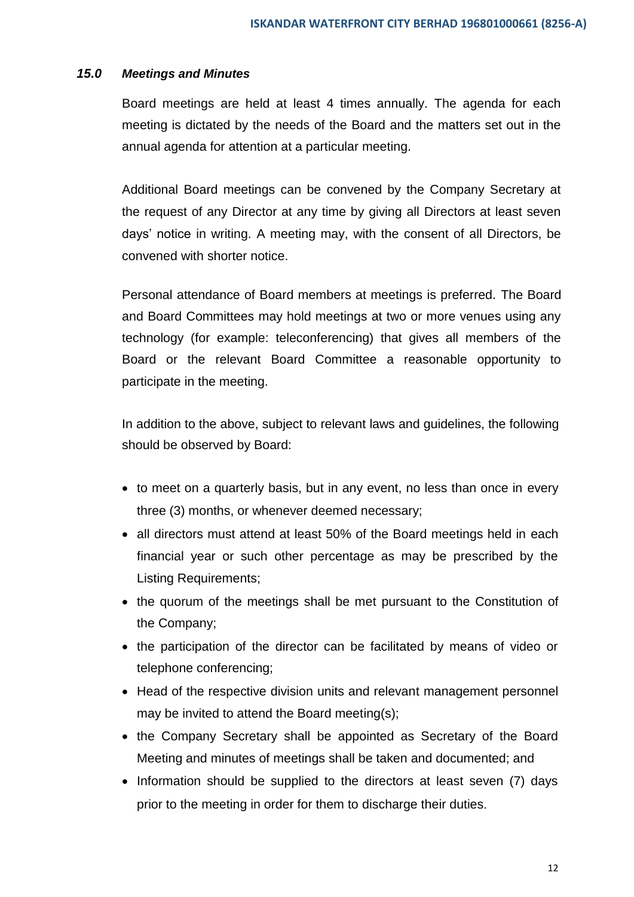### *15.0 Meetings and Minutes*

Board meetings are held at least 4 times annually. The agenda for each meeting is dictated by the needs of the Board and the matters set out in the annual agenda for attention at a particular meeting.

Additional Board meetings can be convened by the Company Secretary at the request of any Director at any time by giving all Directors at least seven days' notice in writing. A meeting may, with the consent of all Directors, be convened with shorter notice.

Personal attendance of Board members at meetings is preferred. The Board and Board Committees may hold meetings at two or more venues using any technology (for example: teleconferencing) that gives all members of the Board or the relevant Board Committee a reasonable opportunity to participate in the meeting.

In addition to the above, subject to relevant laws and guidelines, the following should be observed by Board:

- to meet on a quarterly basis, but in any event, no less than once in every three (3) months, or whenever deemed necessary;
- all directors must attend at least 50% of the Board meetings held in each financial year or such other percentage as may be prescribed by the Listing Requirements;
- the quorum of the meetings shall be met pursuant to the Constitution of the Company;
- the participation of the director can be facilitated by means of video or telephone conferencing;
- Head of the respective division units and relevant management personnel may be invited to attend the Board meeting(s);
- the Company Secretary shall be appointed as Secretary of the Board Meeting and minutes of meetings shall be taken and documented; and
- Information should be supplied to the directors at least seven (7) days prior to the meeting in order for them to discharge their duties.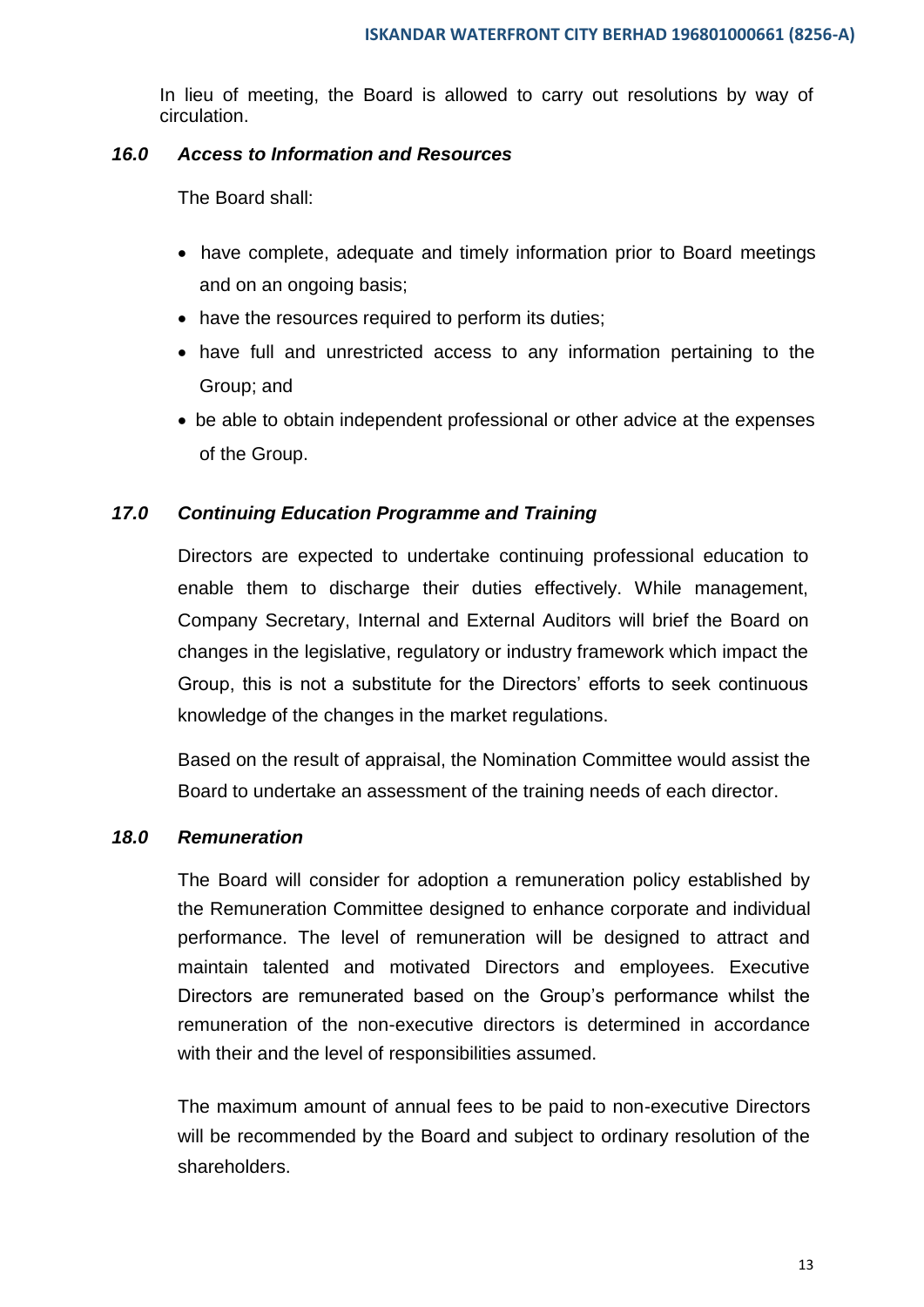In lieu of meeting, the Board is allowed to carry out resolutions by way of circulation.

### *16.0 Access to Information and Resources*

The Board shall:

- have complete, adequate and timely information prior to Board meetings and on an ongoing basis;
- have the resources required to perform its duties;
- have full and unrestricted access to any information pertaining to the Group; and
- be able to obtain independent professional or other advice at the expenses of the Group.

### *17.0 Continuing Education Programme and Training*

Directors are expected to undertake continuing professional education to enable them to discharge their duties effectively. While management, Company Secretary, Internal and External Auditors will brief the Board on changes in the legislative, regulatory or industry framework which impact the Group, this is not a substitute for the Directors' efforts to seek continuous knowledge of the changes in the market regulations.

Based on the result of appraisal, the Nomination Committee would assist the Board to undertake an assessment of the training needs of each director.

### *18.0 Remuneration*

The Board will consider for adoption a remuneration policy established by the Remuneration Committee designed to enhance corporate and individual performance. The level of remuneration will be designed to attract and maintain talented and motivated Directors and employees. Executive Directors are remunerated based on the Group's performance whilst the remuneration of the non-executive directors is determined in accordance with their and the level of responsibilities assumed.

The maximum amount of annual fees to be paid to non-executive Directors will be recommended by the Board and subject to ordinary resolution of the shareholders.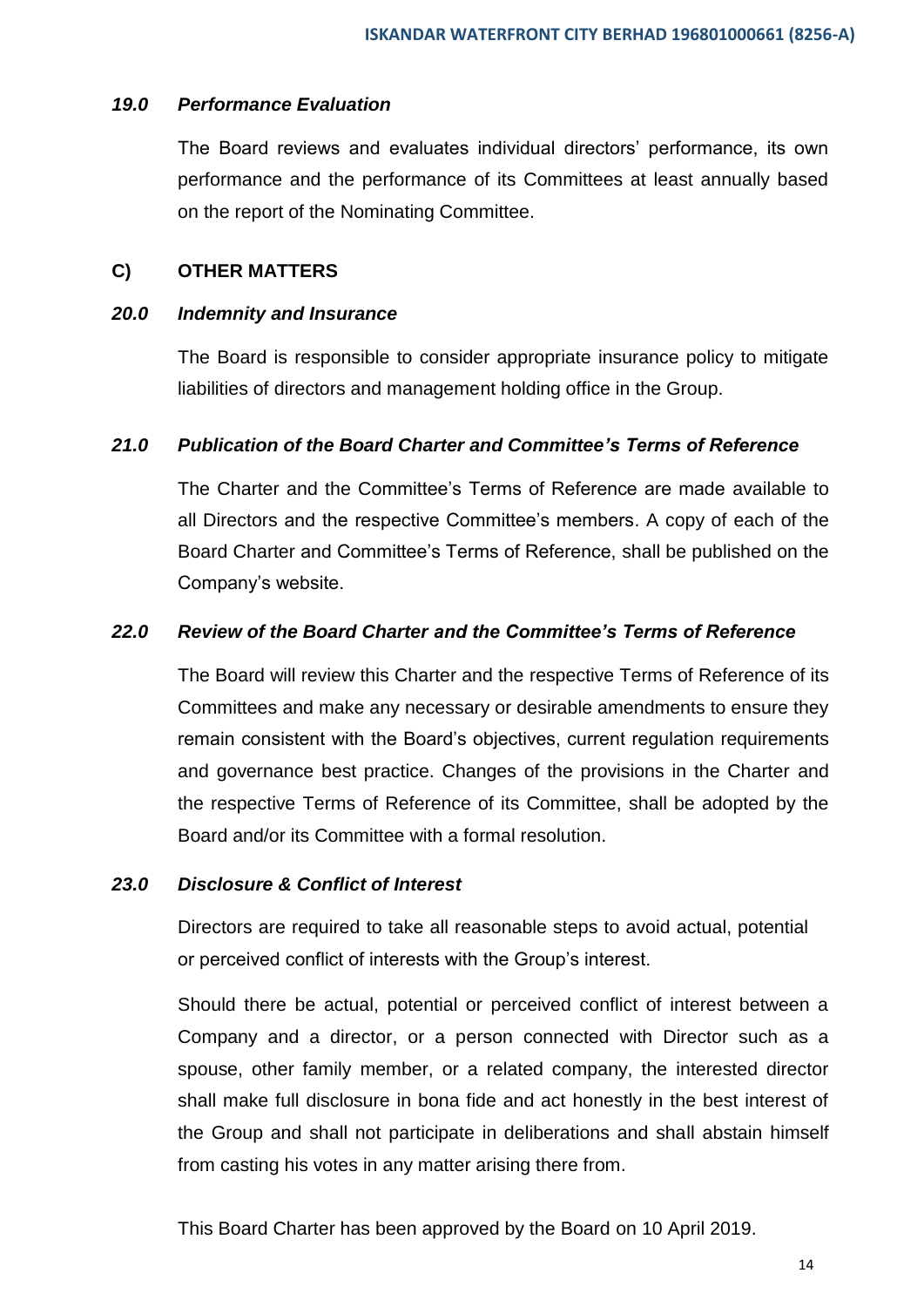### *19.0 Performance Evaluation*

The Board reviews and evaluates individual directors' performance, its own performance and the performance of its Committees at least annually based on the report of the Nominating Committee.

## C) OTHER MATTERS

### *20.0 Indemnity and Insurance*

The Board is responsible to consider appropriate insurance policy to mitigate liabilities of directors and management holding office in the Group.

### *21.0 Publication of the Board Charter and Committee's Terms of Reference*

The Charter and the Committee's Terms of Reference are made available to all Directors and the respective Committee's members. A copy of each of the Board Charter and Committee's Terms of Reference, shall be published on the Company's website.

### *22.0 Review of the Board Charter and the Committee's Terms of Reference*

The Board will review this Charter and the respective Terms of Reference of its Committees and make any necessary or desirable amendments to ensure they remain consistent with the Board's objectives, current regulation requirements and governance best practice. Changes of the provisions in the Charter and the respective Terms of Reference of its Committee, shall be adopted by the Board and/or its Committee with a formal resolution.

### *23.0 Disclosure & Conflict of Interest*

Directors are required to take all reasonable steps to avoid actual, potential or perceived conflict of interests with the Group's interest.

Should there be actual, potential or perceived conflict of interest between a Company and a director, or a person connected with Director such as a spouse, other family member, or a related company, the interested director shall make full disclosure in bona fide and act honestly in the best interest of the Group and shall not participate in deliberations and shall abstain himself from casting his votes in any matter arising there from.

This Board Charter has been approved by the Board on 10 April 2019.